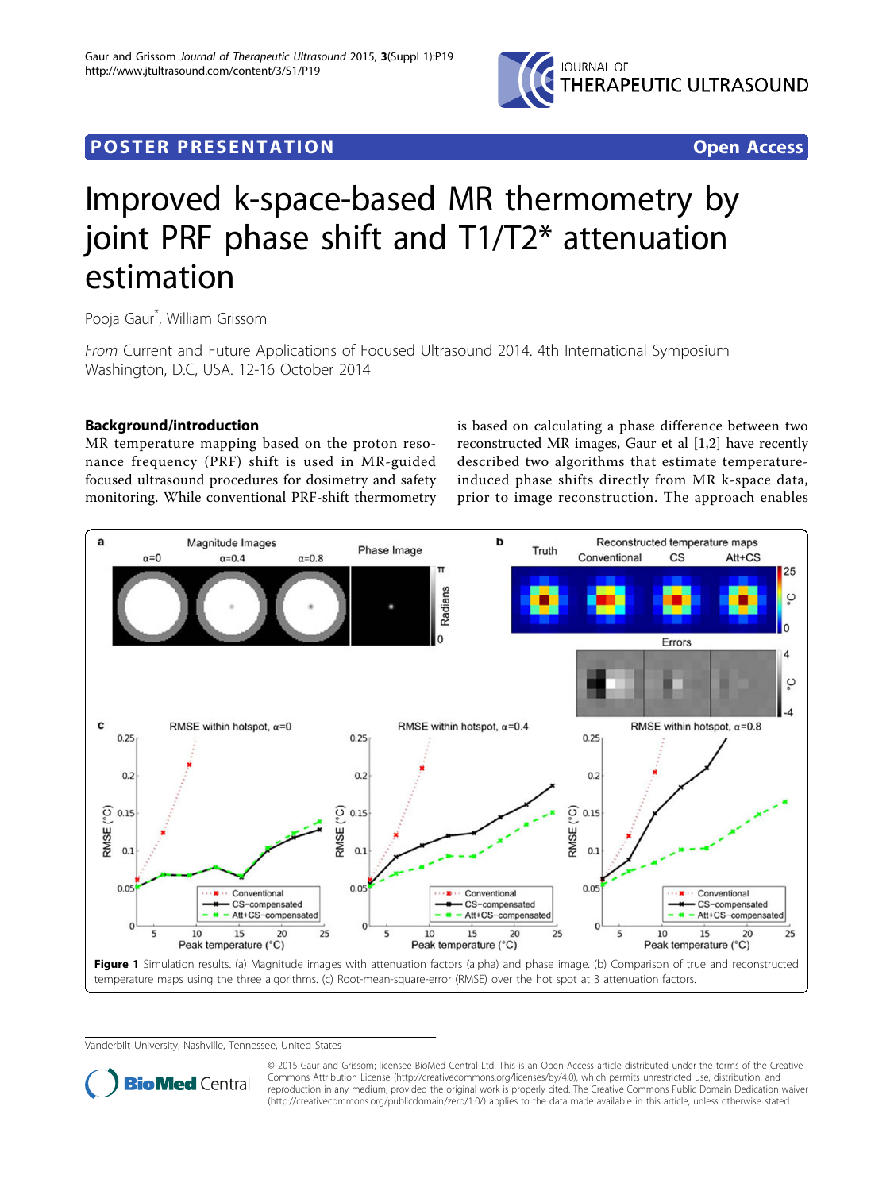POSTER PRESENTATION Open Access

# Improved k-space-based MR thermometry by joint PRF phase shift and T1/T2* attenuation estimation

Pooja Gaur*, William Grissom

*From* Current and Future Applications of Focused Ultrasound 2014. 4th International Symposium
Washington, D.C, USA. 12-16 October 2014

## Background/introduction

MR temperature mapping based on the proton resonance frequency (PRF) shift is used in MR-guided focused ultrasound procedures for dosimetry and safety monitoring. While conventional PRF-shift thermometry is based on calculating a phase difference between two reconstructed MR images, Gaur et al [1,2] have recently described two algorithms that estimate temperature-induced phase shifts directly from MR k-space data, prior to image reconstruction. The approach enables

**Figure 1** Simulation results. (a) Magnitude images with attenuation factors (alpha) and phase image. (b) Comparison of true and reconstructed temperature maps using the three algorithms. (c) Root-mean-square-error (RMSE) over the hot spot at 3 attenuation factors.

Vanderbilt University, Nashville, Tennessee, United States

© 2015 Gaur and Grissom; licensee BioMed Central Ltd. This is an Open Access article distributed under the terms of the Creative Commons Attribution License (http://creativecommons.org/licenses/by/4.0), which permits unrestricted use, distribution, and reproduction in any medium, provided the original work is properly cited. The Creative Commons Public Domain Dedication waiver (http://creativecommons.org/publicdomain/zero/1.0/) applies to the data made available in this article, unless otherwise stated.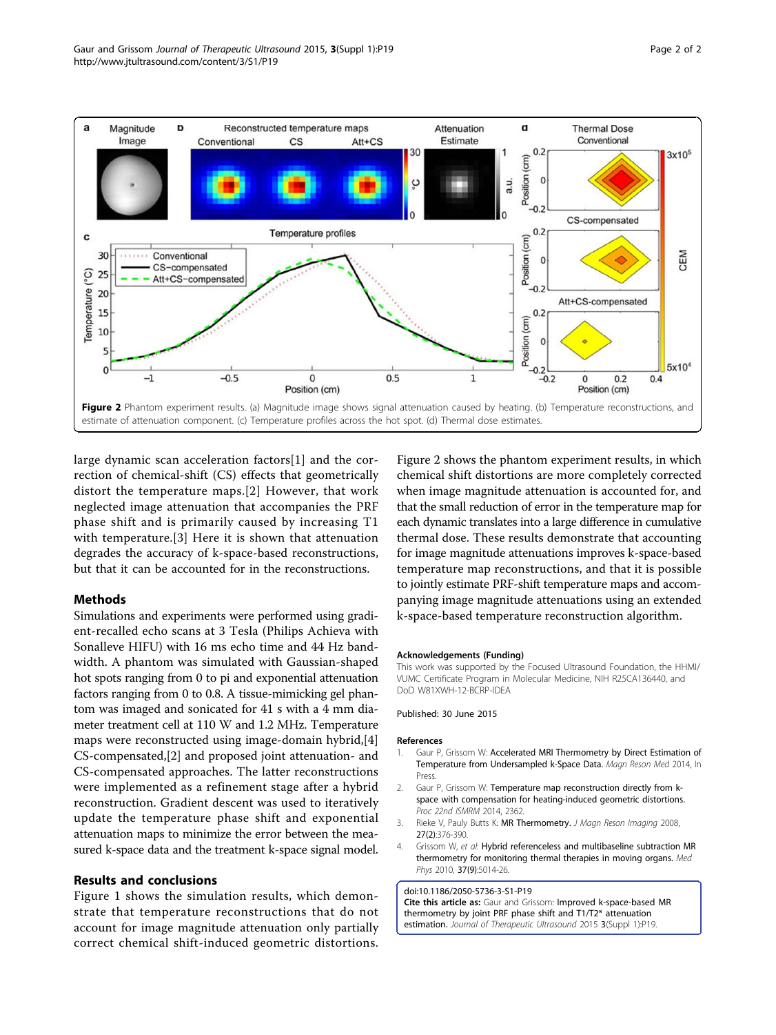a Magnitude Image

b Reconstructed temperature maps

Conventional CS Att+CS

30 °C 0

Attenuation Estimate

1 a.u. 0

c Temperature profiles

Conventional

CS-compensated

Att+CS-compensated

Temperature (°C)

30 25 20 15 10 5 0

−1 −0.5 0 0.5 1

Position (cm)

d Thermal Dose

Conventional

CS-compensated

Att+CS-compensated

Position (cm)

0.2 0 −0.2

−0.2 0 0.2 0.4

Position (cm)

3x10^5

CEM

5x10^4

**Figure 2** Phantom experiment results. (a) Magnitude image shows signal attenuation caused by heating. (b) Temperature reconstructions, and estimate of attenuation component. (c) Temperature profiles across the hot spot. (d) Thermal dose estimates.

large dynamic scan acceleration factors[1] and the correction of chemical-shift (CS) effects that geometrically distort the temperature maps.[2] However, that work neglected image attenuation that accompanies the PRF phase shift and is primarily caused by increasing T1 with temperature.[3] Here it is shown that attenuation degrades the accuracy of k-space-based reconstructions, but that it can be accounted for in the reconstructions.

## Methods

Simulations and experiments were performed using gradient-recalled echo scans at 3 Tesla (Philips Achieva with Sonalleve HIFU) with 16 ms echo time and 44 Hz bandwidth. A phantom was simulated with Gaussian-shaped hot spots ranging from 0 to pi and exponential attenuation factors ranging from 0 to 0.8. A tissue-mimicking gel phantom was imaged and sonicated for 41 s with a 4 mm diameter treatment cell at 110 W and 1.2 MHz. Temperature maps were reconstructed using image-domain hybrid,[4] CS-compensated,[2] and proposed joint attenuation- and CS-compensated approaches. The latter reconstructions were implemented as a refinement stage after a hybrid reconstruction. Gradient descent was used to iteratively update the temperature phase shift and exponential attenuation maps to minimize the error between the measured k-space data and the treatment k-space signal model.

## Results and conclusions

Figure 1 shows the simulation results, which demonstrate that temperature reconstructions that do not account for image magnitude attenuation only partially correct chemical shift-induced geometric distortions. Figure 2 shows the phantom experiment results, in which chemical shift distortions are more completely corrected when image magnitude attenuation is accounted for, and that the small reduction of error in the temperature map for each dynamic translates into a large difference in cumulative thermal dose. These results demonstrate that accounting for image magnitude attenuations improves k-space-based temperature map reconstructions, and that it is possible to jointly estimate PRF-shift temperature maps and accompanying image magnitude attenuations using an extended k-space-based temperature reconstruction algorithm.

### Acknowledgements (Funding)

This work was supported by the Focused Ultrasound Foundation, the HHMI/VUMC Certificate Program in Molecular Medicine, NIH R25CA136440, and DoD W81XWH-12-BCRP-IDEA

Published: 30 June 2015

### References

1. Gaur P, Grissom W: **Accelerated MRI Thermometry by Direct Estimation of Temperature from Undersampled k-Space Data.** *Magn Reson Med* 2014, In Press.
2. Gaur P, Grissom W: **Temperature map reconstruction directly from k-space with compensation for heating-induced geometric distortions.** *Proc 22nd ISMRM* 2014, 2362.
3. Rieke V, Pauly Butts K: **MR Thermometry.** *J Magn Reson Imaging* 2008, **27(2)**:376-390.
4. Grissom W, *et al*: **Hybrid referenceless and multibaseline subtraction MR thermometry for monitoring thermal therapies in moving organs.** *Med Phys* 2010, **37(9)**:5014-26.

doi:10.1186/2050-5736-3-S1-P19

**Cite this article as:** Gaur and Grissom: Improved k-space-based MR thermometry by joint PRF phase shift and T1/T2* attenuation estimation. *Journal of Therapeutic Ultrasound* 2015 3(Suppl 1):P19.